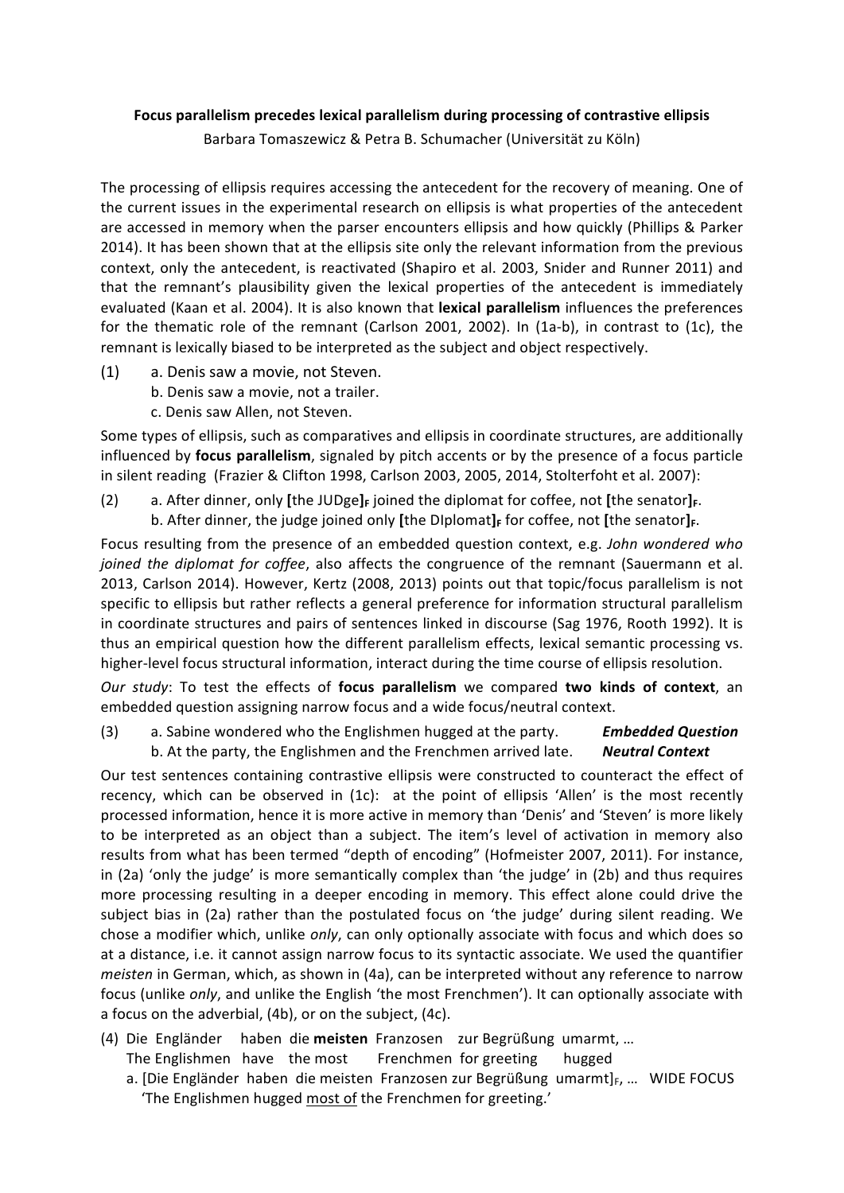**Focus parallelism precedes lexical parallelism during processing of contrastive ellipsis**

Barbara Tomaszewicz & Petra B. Schumacher (Universität zu Köln)

The processing of ellipsis requires accessing the antecedent for the recovery of meaning. One of the current issues in the experimental research on ellipsis is what properties of the antecedent are accessed in memory when the parser encounters ellipsis and how quickly (Phillips & Parker 2014). It has been shown that at the ellipsis site only the relevant information from the previous context, only the antecedent, is reactivated (Shapiro et al. 2003, Snider and Runner 2011) and that the remnant's plausibility given the lexical properties of the antecedent is immediately evaluated (Kaan et al. 2004). It is also known that **lexical parallelism** influences the preferences for the thematic role of the remnant (Carlson 2001, 2002). In (1a-b), in contrast to (1c), the remnant is lexically biased to be interpreted as the subject and object respectively.

(1) a. Denis saw a movie, not Steven.
  b. Denis saw a movie, not a trailer.
  c. Denis saw Allen, not Steven.

Some types of ellipsis, such as comparatives and ellipsis in coordinate structures, are additionally influenced by **focus parallelism**, signaled by pitch accents or by the presence of a focus particle in silent reading (Frazier & Clifton 1998, Carlson 2003, 2005, 2014, Stolterfoht et al. 2007):

(2) a. After dinner, only **[**the JUDge**]$_F$** joined the diplomat for coffee, not **[**the senator**]$_F$**.
  b. After dinner, the judge joined only **[**the DIplomat**]$_F$** for coffee, not **[**the senator**]$_F$**.

Focus resulting from the presence of an embedded question context, e.g. *John wondered who joined the diplomat for coffee*, also affects the congruence of the remnant (Sauermann et al. 2013, Carlson 2014). However, Kertz (2008, 2013) points out that topic/focus parallelism is not specific to ellipsis but rather reflects a general preference for information structural parallelism in coordinate structures and pairs of sentences linked in discourse (Sag 1976, Rooth 1992). It is thus an empirical question how the different parallelism effects, lexical semantic processing vs. higher-level focus structural information, interact during the time course of ellipsis resolution.

*Our study*: To test the effects of **focus parallelism** we compared **two kinds of context**, an embedded question assigning narrow focus and a wide focus/neutral context.

(3) a. Sabine wondered who the Englishmen hugged at the party. ***Embedded Question***
  b. At the party, the Englishmen and the Frenchmen arrived late. ***Neutral Context***

Our test sentences containing contrastive ellipsis were constructed to counteract the effect of recency, which can be observed in (1c): at the point of ellipsis 'Allen' is the most recently processed information, hence it is more active in memory than 'Denis' and 'Steven' is more likely to be interpreted as an object than a subject. The item's level of activation in memory also results from what has been termed "depth of encoding" (Hofmeister 2007, 2011). For instance, in (2a) 'only the judge' is more semantically complex than 'the judge' in (2b) and thus requires more processing resulting in a deeper encoding in memory. This effect alone could drive the subject bias in (2a) rather than the postulated focus on 'the judge' during silent reading. We chose a modifier which, unlike *only*, can only optionally associate with focus and which does so at a distance, i.e. it cannot assign narrow focus to its syntactic associate. We used the quantifier *meisten* in German, which, as shown in (4a), can be interpreted without any reference to narrow focus (unlike *only*, and unlike the English 'the most Frenchmen'). It can optionally associate with a focus on the adverbial, (4b), or on the subject, (4c).

(4) Die Engländer haben die **meisten** Franzosen zur Begrüßung umarmt, …
  The Englishmen have the most Frenchmen for greeting hugged
  a. [Die Engländer haben die meisten Franzosen zur Begrüßung umarmt]$_F$, … WIDE FOCUS
   'The Englishmen hugged <u>most of</u> the Frenchmen for greeting.'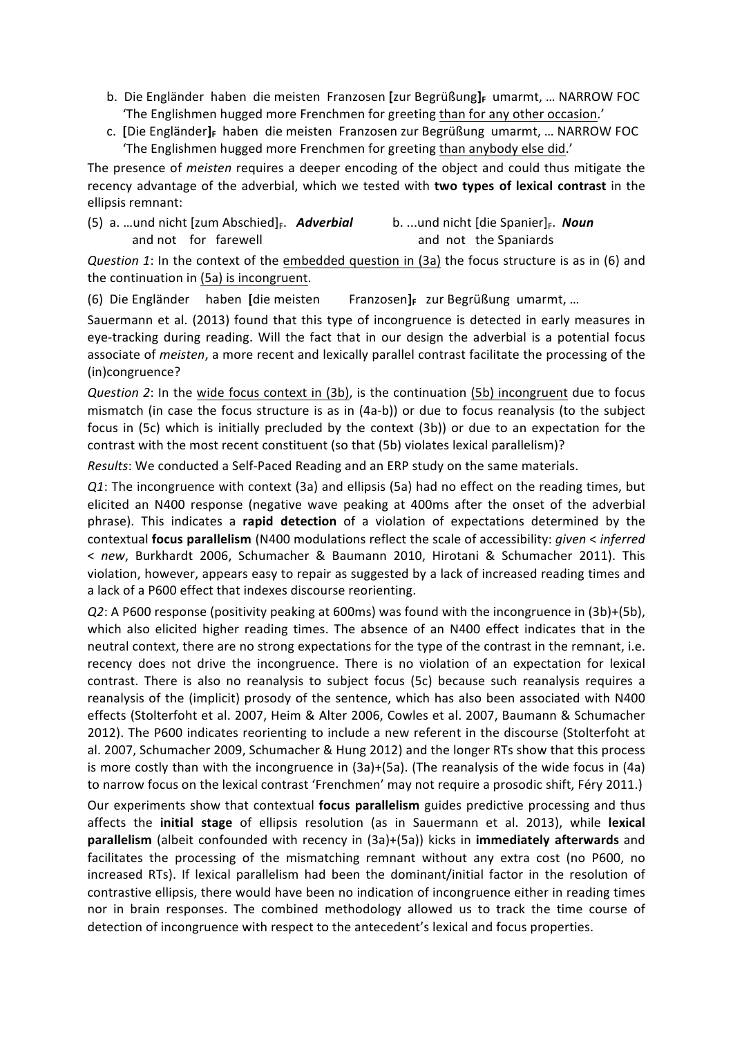b. Die Engländer haben die meisten Franzosen **[**zur Begrüßung**]$_F$** umarmt, … NARROW FOC
   'The Englishmen hugged more Frenchmen for greeting than for any other occasion.'

c. **[**Die Engländer**]$_F$** haben die meisten Franzosen zur Begrüßung umarmt, … NARROW FOC
   'The Englishmen hugged more Frenchmen for greeting than anybody else did.'

The presence of *meisten* requires a deeper encoding of the object and could thus mitigate the recency advantage of the adverbial, which we tested with **two types of lexical contrast** in the ellipsis remnant:

(5) a. …und nicht [zum Abschied]$_F$. ***Adverbial***
   and not for farewell

b. ...und nicht [die Spanier]$_F$. ***Noun***
   and not the Spaniards

*Question 1*: In the context of the embedded question in (3a) the focus structure is as in (6) and the continuation in (5a) is incongruent.

(6) Die Engländer haben **[**die meisten Franzosen**]$_F$** zur Begrüßung umarmt, …

Sauermann et al. (2013) found that this type of incongruence is detected in early measures in eye-tracking during reading. Will the fact that in our design the adverbial is a potential focus associate of *meisten*, a more recent and lexically parallel contrast facilitate the processing of the (in)congruence?

*Question 2*: In the wide focus context in (3b), is the continuation (5b) incongruent due to focus mismatch (in case the focus structure is as in (4a-b)) or due to focus reanalysis (to the subject focus in (5c) which is initially precluded by the context (3b)) or due to an expectation for the contrast with the most recent constituent (so that (5b) violates lexical parallelism)?

*Results*: We conducted a Self-Paced Reading and an ERP study on the same materials.

*Q1*: The incongruence with context (3a) and ellipsis (5a) had no effect on the reading times, but elicited an N400 response (negative wave peaking at 400ms after the onset of the adverbial phrase). This indicates a **rapid detection** of a violation of expectations determined by the contextual **focus parallelism** (N400 modulations reflect the scale of accessibility: *given* < *inferred* < *new*, Burkhardt 2006, Schumacher & Baumann 2010, Hirotani & Schumacher 2011). This violation, however, appears easy to repair as suggested by a lack of increased reading times and a lack of a P600 effect that indexes discourse reorienting.

*Q2*: A P600 response (positivity peaking at 600ms) was found with the incongruence in (3b)+(5b), which also elicited higher reading times. The absence of an N400 effect indicates that in the neutral context, there are no strong expectations for the type of the contrast in the remnant, i.e. recency does not drive the incongruence. There is no violation of an expectation for lexical contrast. There is also no reanalysis to subject focus (5c) because such reanalysis requires a reanalysis of the (implicit) prosody of the sentence, which has also been associated with N400 effects (Stolterfoht et al. 2007, Heim & Alter 2006, Cowles et al. 2007, Baumann & Schumacher 2012). The P600 indicates reorienting to include a new referent in the discourse (Stolterfoht at al. 2007, Schumacher 2009, Schumacher & Hung 2012) and the longer RTs show that this process is more costly than with the incongruence in (3a)+(5a). (The reanalysis of the wide focus in (4a) to narrow focus on the lexical contrast 'Frenchmen' may not require a prosodic shift, Féry 2011.)

Our experiments show that contextual **focus parallelism** guides predictive processing and thus affects the **initial stage** of ellipsis resolution (as in Sauermann et al. 2013), while **lexical parallelism** (albeit confounded with recency in (3a)+(5a)) kicks in **immediately afterwards** and facilitates the processing of the mismatching remnant without any extra cost (no P600, no increased RTs). If lexical parallelism had been the dominant/initial factor in the resolution of contrastive ellipsis, there would have been no indication of incongruence either in reading times nor in brain responses. The combined methodology allowed us to track the time course of detection of incongruence with respect to the antecedent's lexical and focus properties.